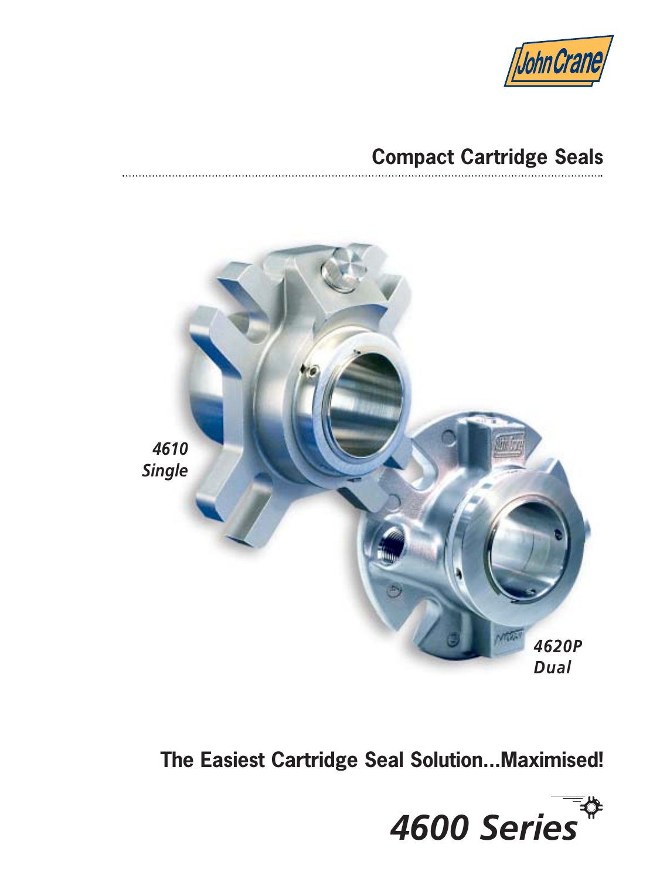John Crane

## Compact Cartridge Seals

*4610*
*Single*

*4620P*
*Dual*

## The Easiest Cartridge Seal Solution...Maximised!

# *4600 Series*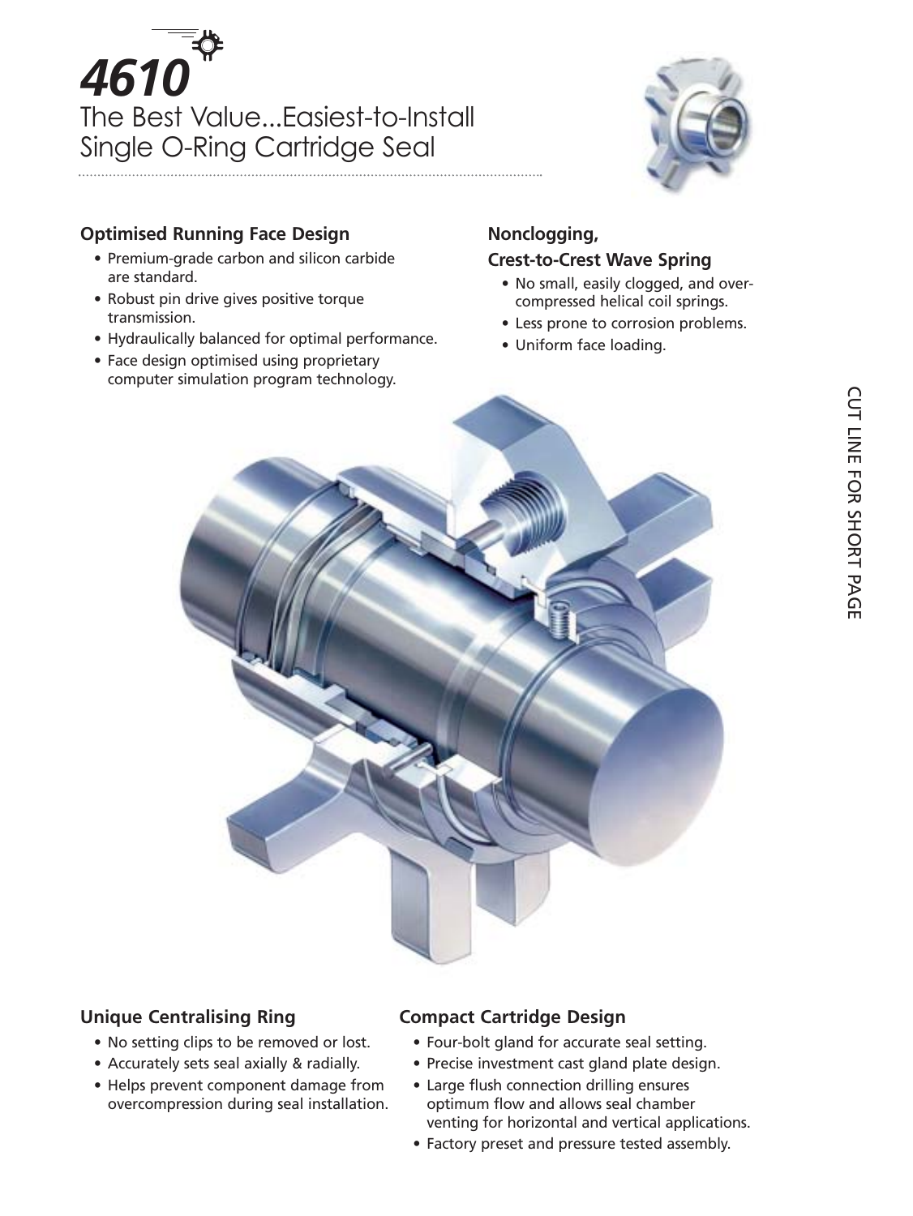# 4610

The Best Value...Easiest-to-Install Single O-Ring Cartridge Seal

### Optimised Running Face Design

- Premium-grade carbon and silicon carbide are standard.
- Robust pin drive gives positive torque transmission.
- Hydraulically balanced for optimal performance.
- Face design optimised using proprietary computer simulation program technology.

### Nonclogging, Crest-to-Crest Wave Spring

- No small, easily clogged, and over-compressed helical coil springs.
- Less prone to corrosion problems.
- Uniform face loading.

### Unique Centralising Ring

- No setting clips to be removed or lost.
- Accurately sets seal axially & radially.
- Helps prevent component damage from overcompression during seal installation.

### Compact Cartridge Design

- Four-bolt gland for accurate seal setting.
- Precise investment cast gland plate design.
- Large flush connection drilling ensures optimum flow and allows seal chamber venting for horizontal and vertical applications.
- Factory preset and pressure tested assembly.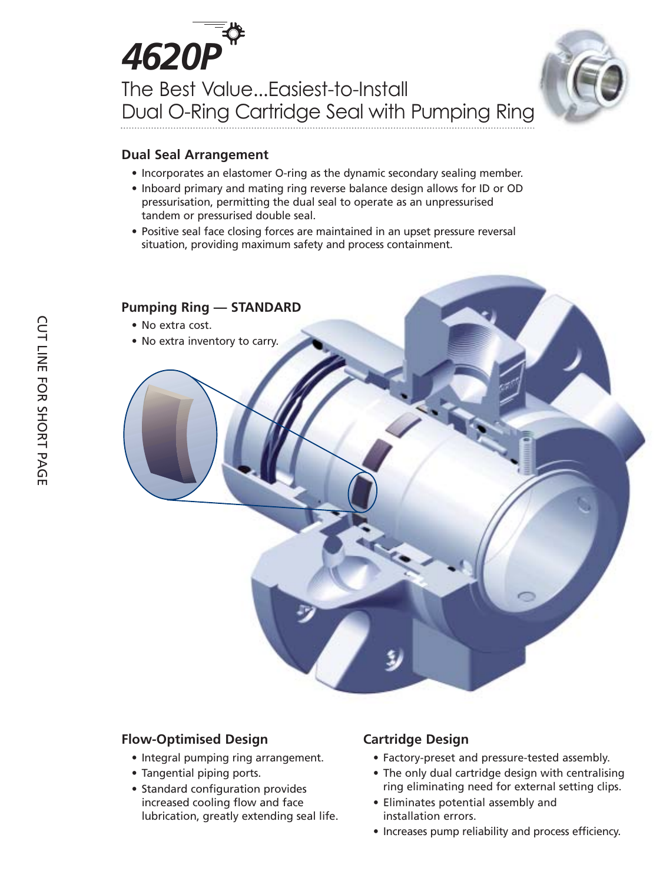# 4620P

The Best Value...Easiest-to-Install
Dual O-Ring Cartridge Seal with Pumping Ring

## Dual Seal Arrangement

- Incorporates an elastomer O-ring as the dynamic secondary sealing member.
- Inboard primary and mating ring reverse balance design allows for ID or OD pressurisation, permitting the dual seal to operate as an unpressurised tandem or pressurised double seal.
- Positive seal face closing forces are maintained in an upset pressure reversal situation, providing maximum safety and process containment.

## Pumping Ring — STANDARD

- No extra cost.
- No extra inventory to carry.

CUT LINE FOR SHORT PAGE

## Flow-Optimised Design

- Integral pumping ring arrangement.
- Tangential piping ports.
- Standard configuration provides increased cooling flow and face lubrication, greatly extending seal life.

## Cartridge Design

- Factory-preset and pressure-tested assembly.
- The only dual cartridge design with centralising ring eliminating need for external setting clips.
- Eliminates potential assembly and installation errors.
- Increases pump reliability and process efficiency.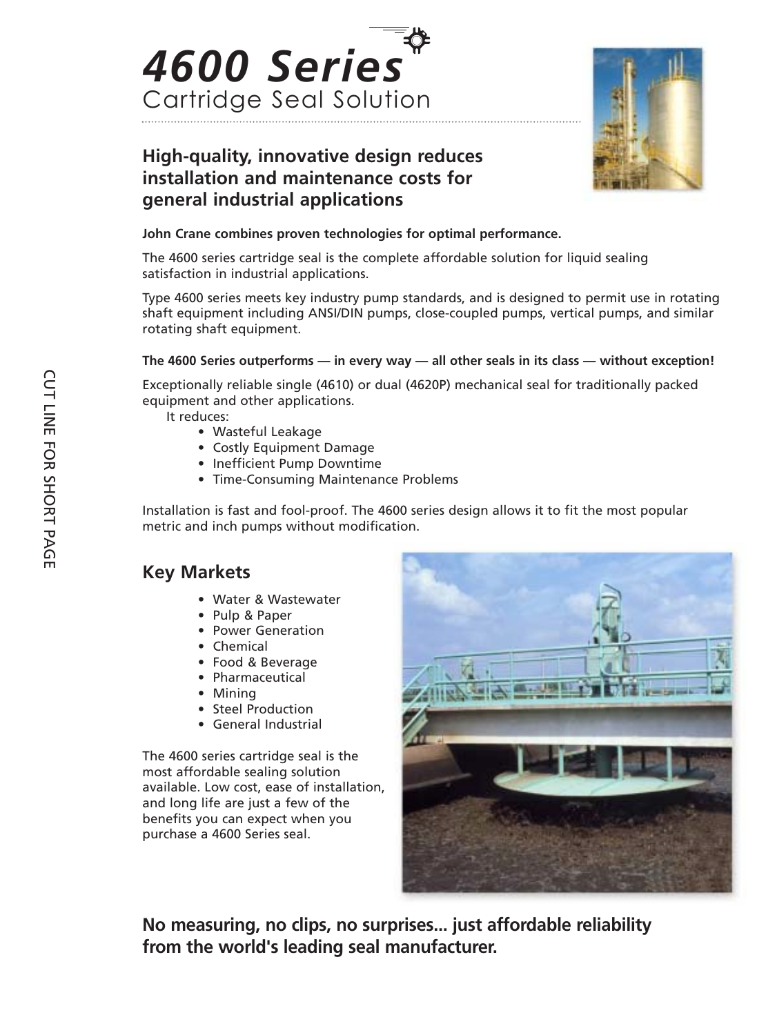# 4600 Series

Cartridge Seal Solution

## High-quality, innovative design reduces installation and maintenance costs for general industrial applications

**John Crane combines proven technologies for optimal performance.**

The 4600 series cartridge seal is the complete affordable solution for liquid sealing satisfaction in industrial applications.

Type 4600 series meets key industry pump standards, and is designed to permit use in rotating shaft equipment including ANSI/DIN pumps, close-coupled pumps, vertical pumps, and similar rotating shaft equipment.

**The 4600 Series outperforms — in every way — all other seals in its class — without exception!**

Exceptionally reliable single (4610) or dual (4620P) mechanical seal for traditionally packed equipment and other applications.

It reduces:

- Wasteful Leakage
- Costly Equipment Damage
- Inefficient Pump Downtime
- Time-Consuming Maintenance Problems

Installation is fast and fool-proof. The 4600 series design allows it to fit the most popular metric and inch pumps without modification.

## Key Markets

- Water & Wastewater
- Pulp & Paper
- Power Generation
- Chemical
- Food & Beverage
- Pharmaceutical
- Mining
- Steel Production
- General Industrial

The 4600 series cartridge seal is the most affordable sealing solution available. Low cost, ease of installation, and long life are just a few of the benefits you can expect when you purchase a 4600 Series seal.

**No measuring, no clips, no surprises... just affordable reliability from the world's leading seal manufacturer.**

CUT LINE FOR SHORT PAGE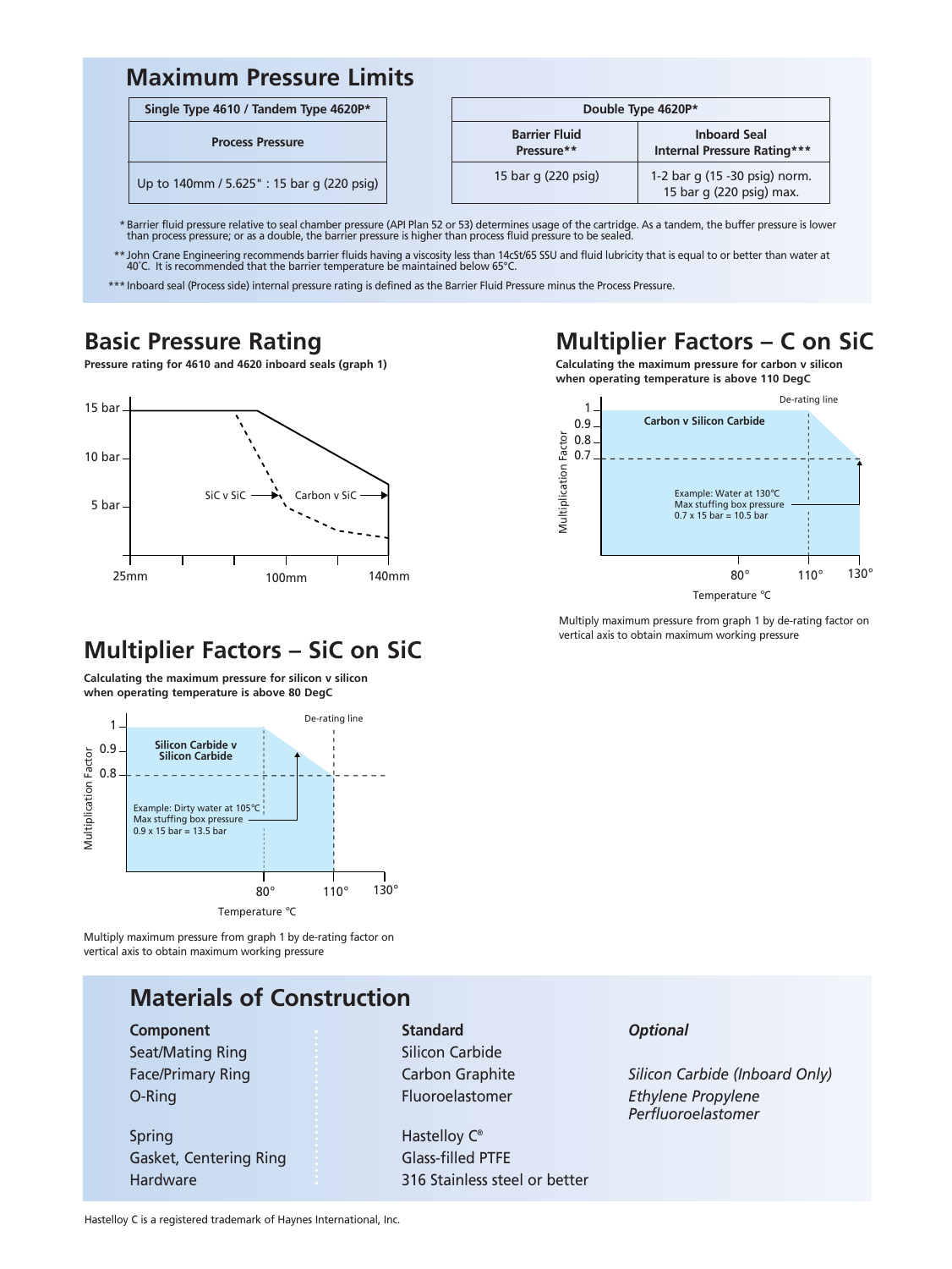## Maximum Pressure Limits

| Single Type 4610 / Tandem Type 4620P* |
|---|
| **Process Pressure** |
| Up to 140mm / 5.625" : 15 bar g (220 psig) |

| Double Type 4620P* | |
|---|---|
| **Barrier Fluid Pressure**** | **Inboard Seal Internal Pressure Rating***** |
| 15 bar g (220 psig) | 1-2 bar g (15 -30 psig) norm. 15 bar g (220 psig) max. |

* Barrier fluid pressure relative to seal chamber pressure (API Plan 52 or 53) determines usage of the cartridge. As a tandem, the buffer pressure is lower than process pressure; or as a double, the barrier pressure is higher than process fluid pressure to be sealed.

** John Crane Engineering recommends barrier fluids having a viscosity less than 14cSt/65 SSU and fluid lubricity that is equal to or better than water at 40˚C. It is recommended that the barrier temperature be maintained below 65°C.

*** Inboard seal (Process side) internal pressure rating is defined as the Barrier Fluid Pressure minus the Process Pressure.

## Basic Pressure Rating

**Pressure rating for 4610 and 4620 inboard seals (graph 1)**

## Multiplier Factors – SiC on SiC

**Calculating the maximum pressure for silicon v silicon when operating temperature is above 80 DegC**

Multiply maximum pressure from graph 1 by de-rating factor on vertical axis to obtain maximum working pressure

## Multiplier Factors – C on SiC

**Calculating the maximum pressure for carbon v silicon when operating temperature is above 110 DegC**

Multiply maximum pressure from graph 1 by de-rating factor on vertical axis to obtain maximum working pressure

## Materials of Construction

| Component | Standard | *Optional* |
|---|---|---|
| Seat/Mating Ring | Silicon Carbide | |
| Face/Primary Ring | Carbon Graphite | *Silicon Carbide (Inboard Only)* |
| O-Ring | Fluoroelastomer | *Ethylene Propylene* *Perfluoroelastomer* |
| Spring | Hastelloy C® | |
| Gasket, Centering Ring | Glass-filled PTFE | |
| Hardware | 316 Stainless steel or better | |

Hastelloy C is a registered trademark of Haynes International, Inc.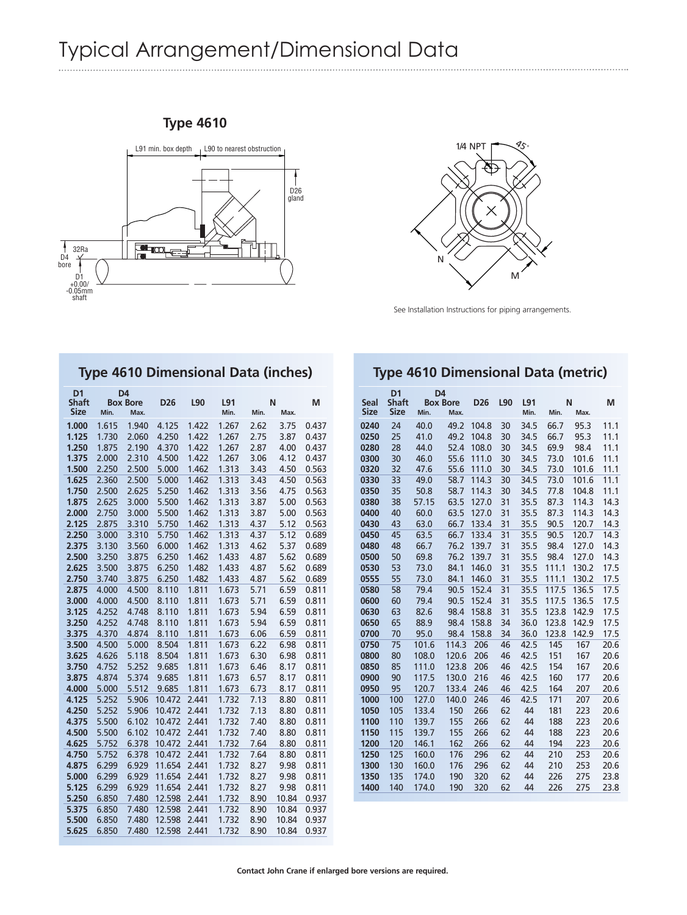# Typical Arrangement/Dimensional Data

**Type 4610**

L91 min. box depth | L90 to nearest obstruction

D26 gland

32Ra

D4 bore

D1 +0.00/ -0.05mm shaft

1/4 NPT

45°

N

M

See Installation Instructions for piping arrangements.

## Type 4610 Dimensional Data (inches)

| D1 Shaft Size | D4 Box Bore Min. | D4 Box Bore Max. | D26 | L90 | L91 Min. | N Min. | N Max. | M |
|---|---|---|---|---|---|---|---|---|
| **1.000** | 1.615 | 1.940 | 4.125 | 1.422 | 1.267 | 2.62 | 3.75 | 0.437 |
| **1.125** | 1.730 | 2.060 | 4.250 | 1.422 | 1.267 | 2.75 | 3.87 | 0.437 |
| **1.250** | 1.875 | 2.190 | 4.370 | 1.422 | 1.267 | 2.87 | 4.00 | 0.437 |
| **1.375** | 2.000 | 2.310 | 4.500 | 1.422 | 1.267 | 3.06 | 4.12 | 0.437 |
| **1.500** | 2.250 | 2.500 | 5.000 | 1.462 | 1.313 | 3.43 | 4.50 | 0.563 |
| **1.625** | 2.360 | 2.500 | 5.000 | 1.462 | 1.313 | 3.43 | 4.50 | 0.563 |
| **1.750** | 2.500 | 2.625 | 5.250 | 1.462 | 1.313 | 3.56 | 4.75 | 0.563 |
| **1.875** | 2.625 | 3.000 | 5.500 | 1.462 | 1.313 | 3.87 | 5.00 | 0.563 |
| **2.000** | 2.750 | 3.000 | 5.500 | 1.462 | 1.313 | 3.87 | 5.00 | 0.563 |
| **2.125** | 2.875 | 3.310 | 5.750 | 1.462 | 1.313 | 4.37 | 5.12 | 0.563 |
| **2.250** | 3.000 | 3.310 | 5.750 | 1.462 | 1.313 | 4.37 | 5.12 | 0.689 |
| **2.375** | 3.130 | 3.560 | 6.000 | 1.462 | 1.313 | 4.62 | 5.37 | 0.689 |
| **2.500** | 3.250 | 3.875 | 6.250 | 1.462 | 1.433 | 4.87 | 5.62 | 0.689 |
| **2.625** | 3.500 | 3.875 | 6.250 | 1.482 | 1.433 | 4.87 | 5.62 | 0.689 |
| **2.750** | 3.740 | 3.875 | 6.250 | 1.482 | 1.433 | 4.87 | 5.62 | 0.689 |
| **2.875** | 4.000 | 4.500 | 8.110 | 1.811 | 1.673 | 5.71 | 6.59 | 0.811 |
| **3.000** | 4.000 | 4.500 | 8.110 | 1.811 | 1.673 | 5.71 | 6.59 | 0.811 |
| **3.125** | 4.252 | 4.748 | 8.110 | 1.811 | 1.673 | 5.94 | 6.59 | 0.811 |
| **3.250** | 4.252 | 4.748 | 8.110 | 1.811 | 1.673 | 5.94 | 6.59 | 0.811 |
| **3.375** | 4.370 | 4.874 | 8.110 | 1.811 | 1.673 | 6.06 | 6.59 | 0.811 |
| **3.500** | 4.500 | 5.000 | 8.504 | 1.811 | 1.673 | 6.22 | 6.98 | 0.811 |
| **3.625** | 4.626 | 5.118 | 8.504 | 1.811 | 1.673 | 6.30 | 6.98 | 0.811 |
| **3.750** | 4.752 | 5.252 | 9.685 | 1.811 | 1.673 | 6.46 | 8.17 | 0.811 |
| **3.875** | 4.874 | 5.374 | 9.685 | 1.811 | 1.673 | 6.57 | 8.17 | 0.811 |
| **4.000** | 5.000 | 5.512 | 9.685 | 1.811 | 1.673 | 6.73 | 8.17 | 0.811 |
| **4.125** | 5.252 | 5.906 | 10.472 | 2.441 | 1.732 | 7.13 | 8.80 | 0.811 |
| **4.250** | 5.252 | 5.906 | 10.472 | 2.441 | 1.732 | 7.13 | 8.80 | 0.811 |
| **4.375** | 5.500 | 6.102 | 10.472 | 2.441 | 1.732 | 7.40 | 8.80 | 0.811 |
| **4.500** | 5.500 | 6.102 | 10.472 | 2.441 | 1.732 | 7.40 | 8.80 | 0.811 |
| **4.625** | 5.752 | 6.378 | 10.472 | 2.441 | 1.732 | 7.64 | 8.80 | 0.811 |
| **4.750** | 5.752 | 6.378 | 10.472 | 2.441 | 1.732 | 7.64 | 8.80 | 0.811 |
| **4.875** | 6.299 | 6.929 | 11.654 | 2.441 | 1.732 | 8.27 | 9.98 | 0.811 |
| **5.000** | 6.299 | 6.929 | 11.654 | 2.441 | 1.732 | 8.27 | 9.98 | 0.811 |
| **5.125** | 6.299 | 6.929 | 11.654 | 2.441 | 1.732 | 8.27 | 9.98 | 0.811 |
| **5.250** | 6.850 | 7.480 | 12.598 | 2.441 | 1.732 | 8.90 | 10.84 | 0.937 |
| **5.375** | 6.850 | 7.480 | 12.598 | 2.441 | 1.732 | 8.90 | 10.84 | 0.937 |
| **5.500** | 6.850 | 7.480 | 12.598 | 2.441 | 1.732 | 8.90 | 10.84 | 0.937 |
| **5.625** | 6.850 | 7.480 | 12.598 | 2.441 | 1.732 | 8.90 | 10.84 | 0.937 |

## Type 4610 Dimensional Data (metric)

| Seal Size | D1 Shaft Size | D4 Box Bore Min. | D4 Box Bore Max. | D26 | L90 | L91 Min. | N Min. | N Max. | M |
|---|---|---|---|---|---|---|---|---|---|
| **0240** | 24 | 40.0 | 49.2 | 104.8 | 30 | 34.5 | 66.7 | 95.3 | 11.1 |
| **0250** | 25 | 41.0 | 49.2 | 104.8 | 30 | 34.5 | 66.7 | 95.3 | 11.1 |
| **0280** | 28 | 44.0 | 52.4 | 108.0 | 30 | 34.5 | 69.9 | 98.4 | 11.1 |
| **0300** | 30 | 46.0 | 55.6 | 111.0 | 30 | 34.5 | 73.0 | 101.6 | 11.1 |
| **0320** | 32 | 47.6 | 55.6 | 111.0 | 30 | 34.5 | 73.0 | 101.6 | 11.1 |
| **0330** | 33 | 49.0 | 58.7 | 114.3 | 30 | 34.5 | 73.0 | 101.6 | 11.1 |
| **0350** | 35 | 50.8 | 58.7 | 114.3 | 30 | 34.5 | 77.8 | 104.8 | 11.1 |
| **0380** | 38 | 57.15 | 63.5 | 127.0 | 31 | 35.5 | 87.3 | 114.3 | 14.3 |
| **0400** | 40 | 60.0 | 63.5 | 127.0 | 31 | 35.5 | 87.3 | 114.3 | 14.3 |
| **0430** | 43 | 63.0 | 66.7 | 133.4 | 31 | 35.5 | 90.5 | 120.7 | 14.3 |
| **0450** | 45 | 63.5 | 66.7 | 133.4 | 31 | 35.5 | 90.5 | 120.7 | 14.3 |
| **0480** | 48 | 66.7 | 76.2 | 139.7 | 31 | 35.5 | 98.4 | 127.0 | 14.3 |
| **0500** | 50 | 69.8 | 76.2 | 139.7 | 31 | 35.5 | 98.4 | 127.0 | 14.3 |
| **0530** | 53 | 73.0 | 84.1 | 146.0 | 31 | 35.5 | 111.1 | 130.2 | 17.5 |
| **0555** | 55 | 73.0 | 84.1 | 146.0 | 31 | 35.5 | 111.1 | 130.2 | 17.5 |
| **0580** | 58 | 79.4 | 90.5 | 152.4 | 31 | 35.5 | 117.5 | 136.5 | 17.5 |
| **0600** | 60 | 79.4 | 90.5 | 152.4 | 31 | 35.5 | 117.5 | 136.5 | 17.5 |
| **0630** | 63 | 82.6 | 98.4 | 158.8 | 31 | 35.5 | 123.8 | 142.9 | 17.5 |
| **0650** | 65 | 88.9 | 98.4 | 158.8 | 34 | 36.0 | 123.8 | 142.9 | 17.5 |
| **0700** | 70 | 95.0 | 98.4 | 158.8 | 34 | 36.0 | 123.8 | 142.9 | 17.5 |
| **0750** | 75 | 101.6 | 114.3 | 206 | 46 | 42.5 | 145 | 167 | 20.6 |
| **0800** | 80 | 108.0 | 120.6 | 206 | 46 | 42.5 | 151 | 167 | 20.6 |
| **0850** | 85 | 111.0 | 123.8 | 206 | 46 | 42.5 | 154 | 167 | 20.6 |
| **0900** | 90 | 117.5 | 130.0 | 216 | 46 | 42.5 | 160 | 177 | 20.6 |
| **0950** | 95 | 120.7 | 133.4 | 246 | 46 | 42.5 | 164 | 207 | 20.6 |
| **1000** | 100 | 127.0 | 140.0 | 246 | 46 | 42.5 | 171 | 207 | 20.6 |
| **1050** | 105 | 133.4 | 150 | 266 | 62 | 44 | 181 | 223 | 20.6 |
| **1100** | 110 | 139.7 | 155 | 266 | 62 | 44 | 188 | 223 | 20.6 |
| **1150** | 115 | 139.7 | 155 | 266 | 62 | 44 | 188 | 223 | 20.6 |
| **1200** | 120 | 146.1 | 162 | 266 | 62 | 44 | 194 | 223 | 20.6 |
| **1250** | 125 | 160.0 | 176 | 296 | 62 | 44 | 210 | 253 | 20.6 |
| **1300** | 130 | 160.0 | 176 | 296 | 62 | 44 | 210 | 253 | 20.6 |
| **1350** | 135 | 174.0 | 190 | 320 | 62 | 44 | 226 | 275 | 23.8 |
| **1400** | 140 | 174.0 | 190 | 320 | 62 | 44 | 226 | 275 | 23.8 |

**Contact John Crane if enlarged bore versions are required.**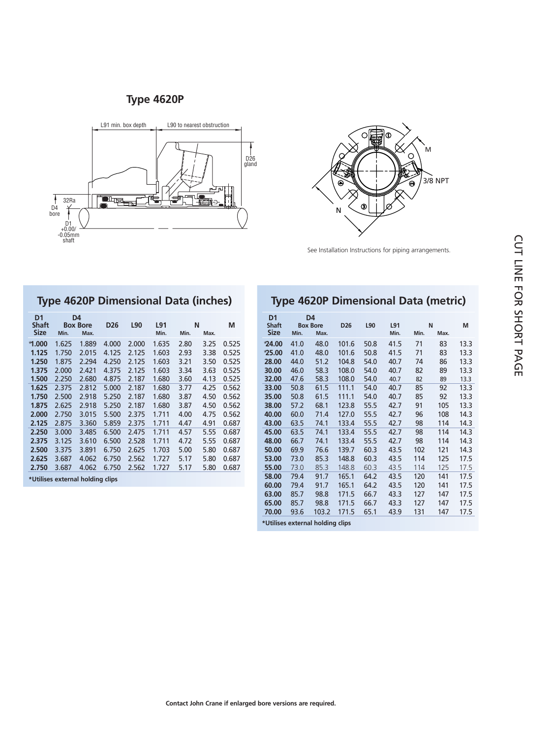## Type 4620P

L91 min. box depth

L90 to nearest obstruction

D26 gland

32Ra

D4 bore

D1 +0.00/ -0.05mm shaft

M

3/8 NPT

N

See Installation Instructions for piping arrangements.

CUT LINE FOR SHORT PAGE

### Type 4620P Dimensional Data (inches)

| D1 Shaft Size | D4 Box Bore Min. | D4 Box Bore Max. | D26 | L90 | L91 Min. | N Min. | N Max. | M |
|---|---|---|---|---|---|---|---|---|
| *1.000 | 1.625 | 1.889 | 4.000 | 2.000 | 1.635 | 2.80 | 3.25 | 0.525 |
| 1.125 | 1.750 | 2.015 | 4.125 | 2.125 | 1.603 | 2.93 | 3.38 | 0.525 |
| 1.250 | 1.875 | 2.294 | 4.250 | 2.125 | 1.603 | 3.21 | 3.50 | 0.525 |
| 1.375 | 2.000 | 2.421 | 4.375 | 2.125 | 1.603 | 3.34 | 3.63 | 0.525 |
| 1.500 | 2.250 | 2.680 | 4.875 | 2.187 | 1.680 | 3.60 | 4.13 | 0.525 |
| 1.625 | 2.375 | 2.812 | 5.000 | 2.187 | 1.680 | 3.77 | 4.25 | 0.562 |
| 1.750 | 2.500 | 2.918 | 5.250 | 2.187 | 1.680 | 3.87 | 4.50 | 0.562 |
| 1.875 | 2.625 | 2.918 | 5.250 | 2.187 | 1.680 | 3.87 | 4.50 | 0.562 |
| 2.000 | 2.750 | 3.015 | 5.500 | 2.375 | 1.711 | 4.00 | 4.75 | 0.562 |
| 2.125 | 2.875 | 3.360 | 5.859 | 2.375 | 1.711 | 4.47 | 4.91 | 0.687 |
| 2.250 | 3.000 | 3.485 | 6.500 | 2.475 | 1.711 | 4.57 | 5.55 | 0.687 |
| 2.375 | 3.125 | 3.610 | 6.500 | 2.528 | 1.711 | 4.72 | 5.55 | 0.687 |
| 2.500 | 3.375 | 3.891 | 6.750 | 2.625 | 1.703 | 5.00 | 5.80 | 0.687 |
| 2.625 | 3.687 | 4.062 | 6.750 | 2.562 | 1.727 | 5.17 | 5.80 | 0.687 |
| 2.750 | 3.687 | 4.062 | 6.750 | 2.562 | 1.727 | 5.17 | 5.80 | 0.687 |

**\*Utilises external holding clips**

### Type 4620P Dimensional Data (metric)

| D1 Shaft Size | D4 Box Bore Min. | D4 Box Bore Max. | D26 | L90 | L91 Min. | N Min. | N Max. | M |
|---|---|---|---|---|---|---|---|---|
| *24.00 | 41.0 | 48.0 | 101.6 | 50.8 | 41.5 | 71 | 83 | 13.3 |
| *25.00 | 41.0 | 48.0 | 101.6 | 50.8 | 41.5 | 71 | 83 | 13.3 |
| 28.00 | 44.0 | 51.2 | 104.8 | 54.0 | 40.7 | 74 | 86 | 13.3 |
| 30.00 | 46.0 | 58.3 | 108.0 | 54.0 | 40.7 | 82 | 89 | 13.3 |
| 32.00 | 47.6 | 58.3 | 108.0 | 54.0 | 40.7 | 82 | 89 | 13.3 |
| 33.00 | 50.8 | 61.5 | 111.1 | 54.0 | 40.7 | 85 | 92 | 13.3 |
| 35.00 | 50.8 | 61.5 | 111.1 | 54.0 | 40.7 | 85 | 92 | 13.3 |
| 38.00 | 57.2 | 68.1 | 123.8 | 55.5 | 42.7 | 91 | 105 | 13.3 |
| 40.00 | 60.0 | 71.4 | 127.0 | 55.5 | 42.7 | 96 | 108 | 14.3 |
| 43.00 | 63.5 | 74.1 | 133.4 | 55.5 | 42.7 | 98 | 114 | 14.3 |
| 45.00 | 63.5 | 74.1 | 133.4 | 55.5 | 42.7 | 98 | 114 | 14.3 |
| 48.00 | 66.7 | 74.1 | 133.4 | 55.5 | 42.7 | 98 | 114 | 14.3 |
| 50.00 | 69.9 | 76.6 | 139.7 | 60.3 | 43.5 | 102 | 121 | 14.3 |
| 53.00 | 73.0 | 85.3 | 148.8 | 60.3 | 43.5 | 114 | 125 | 17.5 |
| 55.00 | 73.0 | 85.3 | 148.8 | 60.3 | 43.5 | 114 | 125 | 17.5 |
| 58.00 | 79.4 | 91.7 | 165.1 | 64.2 | 43.5 | 120 | 141 | 17.5 |
| 60.00 | 79.4 | 91.7 | 165.1 | 64.2 | 43.5 | 120 | 141 | 17.5 |
| 63.00 | 85.7 | 98.8 | 171.5 | 66.7 | 43.3 | 127 | 147 | 17.5 |
| 65.00 | 85.7 | 98.8 | 171.5 | 66.7 | 43.3 | 127 | 147 | 17.5 |
| 70.00 | 93.6 | 103.2 | 171.5 | 65.1 | 43.9 | 131 | 147 | 17.5 |

**\*Utilises external holding clips**

**Contact John Crane if enlarged bore versions are required.**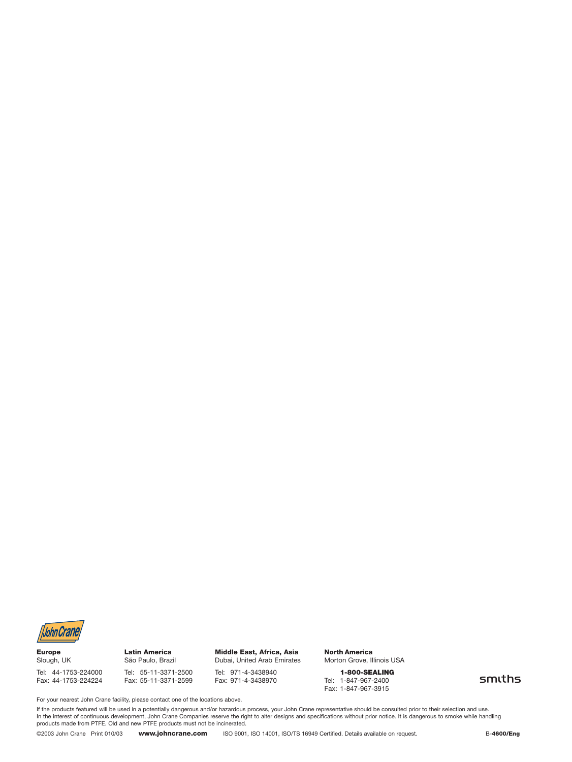John Crane

**Europe**
Slough, UK

Tel: 44-1753-224000
Fax: 44-1753-224224

**Latin America**
São Paulo, Brazil

Tel: 55-11-3371-2500
Fax: 55-11-3371-2599

**Middle East, Africa, Asia**
Dubai, United Arab Emirates

Tel: 971-4-3438940
Fax: 971-4-3438970

**North America**
Morton Grove, Illinois USA

**1-800-SEALING**
Tel: 1-847-967-2400
Fax: 1-847-967-3915

smiths

For your nearest John Crane facility, please contact one of the locations above.

If the products featured will be used in a potentially dangerous and/or hazardous process, your John Crane representative should be consulted prior to their selection and use. In the interest of continuous development, John Crane Companies reserve the right to alter designs and specifications without prior notice. It is dangerous to smoke while handling products made from PTFE. Old and new PTFE products must not be incinerated.

©2003 John Crane Print 010/03 **www.johncrane.com** ISO 9001, ISO 14001, ISO/TS 16949 Certified. Details available on request. B-**4600/Eng**